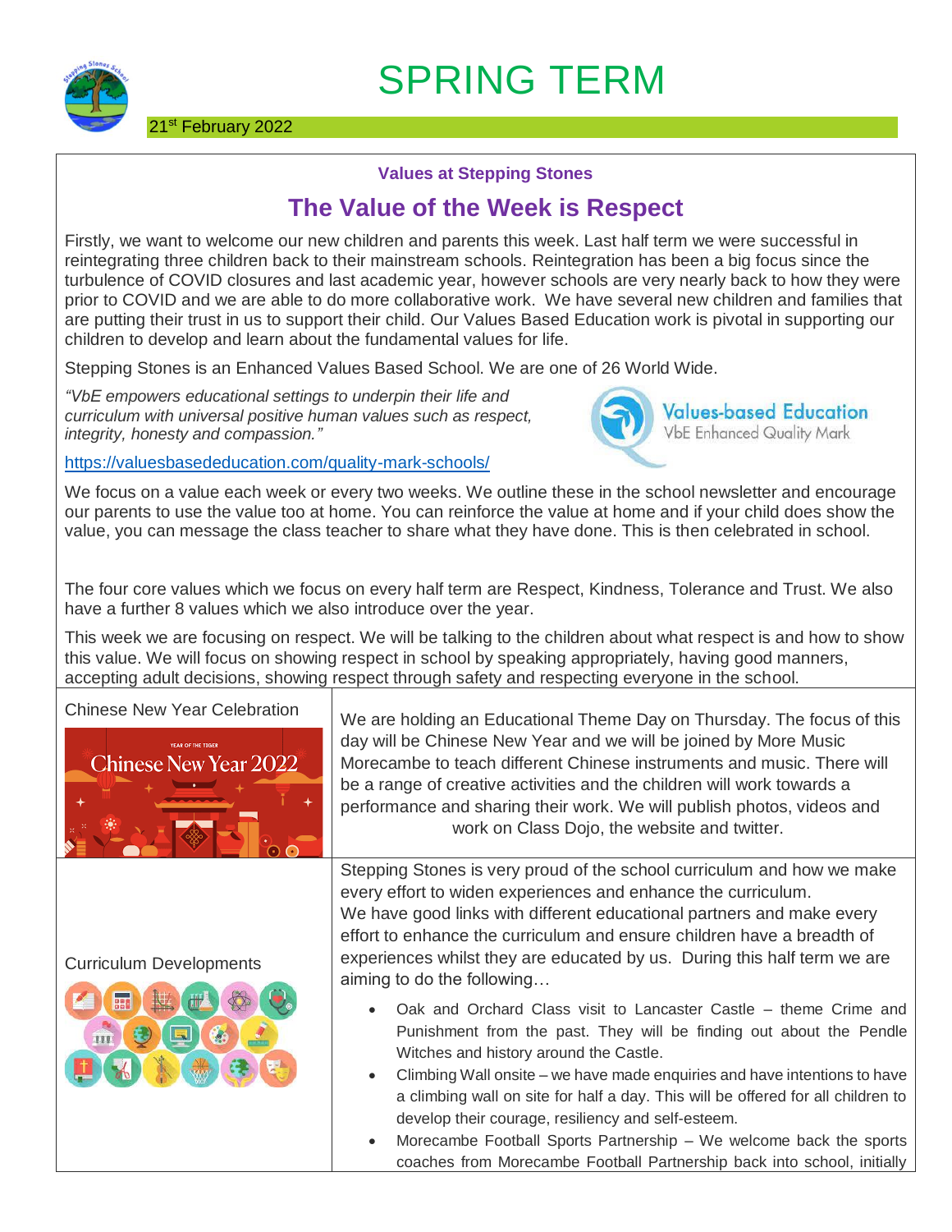# SPRING TERM

21st February 2022

### Values at Stepping Stones

## The Value of the Week is Respect

Firstly, we want to welcome our new children and parents this week. Last half term we were successful in reintegrating three children back to their mainstream schools. Reintegration has been a big focus since the turbulence of COVID closures and last academic year, however schools are very nearly back to how they were prior to COVID and we are able to do more collaborative work. We have several new children and families that are putting their trust in us to support their child. Our Values Based Education work is pivotal in supporting our children to develop and learn about the fundamental values for life.

Stepping Stones is an Enhanced Values Based School. We are one of 26 World Wide.

*"VbE empowers educational settings to underpin their life and curriculum with universal positive human values such as respect, integrity, honesty and compassion."*

Values-based Education
VbE Enhanced Quality Mark

https://valuesbasededucation.com/quality-mark-schools/

We focus on a value each week or every two weeks. We outline these in the school newsletter and encourage our parents to use the value too at home. You can reinforce the value at home and if your child does show the value, you can message the class teacher to share what they have done. This is then celebrated in school.

The four core values which we focus on every half term are Respect, Kindness, Tolerance and Trust. We also have a further 8 values which we also introduce over the year.

This week we are focusing on respect. We will be talking to the children about what respect is and how to show this value. We will focus on showing respect in school by speaking appropriately, having good manners, accepting adult decisions, showing respect through safety and respecting everyone in the school.

### Chinese New Year Celebration

We are holding an Educational Theme Day on Thursday. The focus of this day will be Chinese New Year and we will be joined by More Music Morecambe to teach different Chinese instruments and music. There will be a range of creative activities and the children will work towards a performance and sharing their work. We will publish photos, videos and work on Class Dojo, the website and twitter.

### Curriculum Developments

Stepping Stones is very proud of the school curriculum and how we make every effort to widen experiences and enhance the curriculum.
We have good links with different educational partners and make every effort to enhance the curriculum and ensure children have a breadth of experiences whilst they are educated by us. During this half term we are aiming to do the following…

- Oak and Orchard Class visit to Lancaster Castle – theme Crime and Punishment from the past. They will be finding out about the Pendle Witches and history around the Castle.
- Climbing Wall onsite – we have made enquiries and have intentions to have a climbing wall on site for half a day. This will be offered for all children to develop their courage, resiliency and self-esteem.
- Morecambe Football Sports Partnership – We welcome back the sports coaches from Morecambe Football Partnership back into school, initially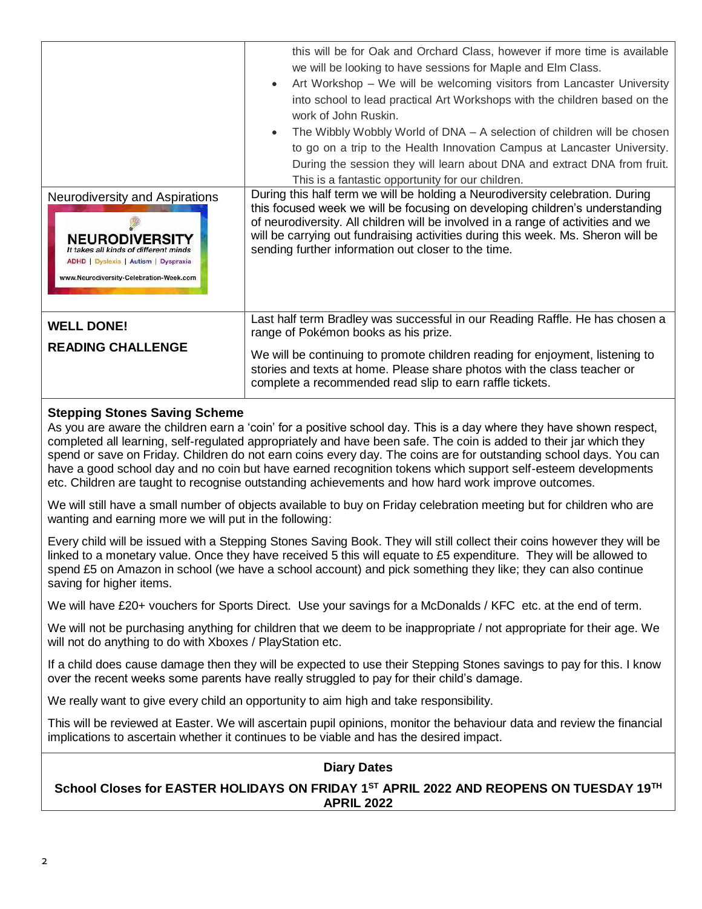| | |
|---|---|
| | this will be for Oak and Orchard Class, however if more time is available we will be looking to have sessions for Maple and Elm Class.<br>• Art Workshop – We will be welcoming visitors from Lancaster University into school to lead practical Art Workshops with the children based on the work of John Ruskin.<br>• The Wibbly Wobbly World of DNA – A selection of children will be chosen to go on a trip to the Health Innovation Campus at Lancaster University. During the session they will learn about DNA and extract DNA from fruit. This is a fantastic opportunity for our children. |
| Neurodiversity and Aspirations<br>NEURODIVERSITY<br>*It takes all kinds of different minds*<br>ADHD \| Dyslexia \| Autism \| Dyspraxia<br>www.Neurodiversity-Celebration-Week.com | During this half term we will be holding a Neurodiversity celebration. During this focused week we will be focusing on developing children's understanding of neurodiversity. All children will be involved in a range of activities and we will be carrying out fundraising activities during this week. Ms. Sheron will be sending further information out closer to the time. |
| **WELL DONE!**<br>**READING CHALLENGE** | Last half term Bradley was successful in our Reading Raffle. He has chosen a range of Pokémon books as his prize.<br>We will be continuing to promote children reading for enjoyment, listening to stories and texts at home. Please share photos with the class teacher or complete a recommended read slip to earn raffle tickets. |

**Stepping Stones Saving Scheme**

As you are aware the children earn a 'coin' for a positive school day. This is a day where they have shown respect, completed all learning, self-regulated appropriately and have been safe. The coin is added to their jar which they spend or save on Friday. Children do not earn coins every day. The coins are for outstanding school days. You can have a good school day and no coin but have earned recognition tokens which support self-esteem developments etc. Children are taught to recognise outstanding achievements and how hard work improve outcomes.

We will still have a small number of objects available to buy on Friday celebration meeting but for children who are wanting and earning more we will put in the following:

Every child will be issued with a Stepping Stones Saving Book. They will still collect their coins however they will be linked to a monetary value. Once they have received 5 this will equate to £5 expenditure. They will be allowed to spend £5 on Amazon in school (we have a school account) and pick something they like; they can also continue saving for higher items.

We will have £20+ vouchers for Sports Direct. Use your savings for a McDonalds / KFC etc. at the end of term.

We will not be purchasing anything for children that we deem to be inappropriate / not appropriate for their age. We will not do anything to do with Xboxes / PlayStation etc.

If a child does cause damage then they will be expected to use their Stepping Stones savings to pay for this. I know over the recent weeks some parents have really struggled to pay for their child's damage.

We really want to give every child an opportunity to aim high and take responsibility.

This will be reviewed at Easter. We will ascertain pupil opinions, monitor the behaviour data and review the financial implications to ascertain whether it continues to be viable and has the desired impact.

**Diary Dates**

**School Closes for EASTER HOLIDAYS ON FRIDAY 1ST APRIL 2022 AND REOPENS ON TUESDAY 19TH APRIL 2022**